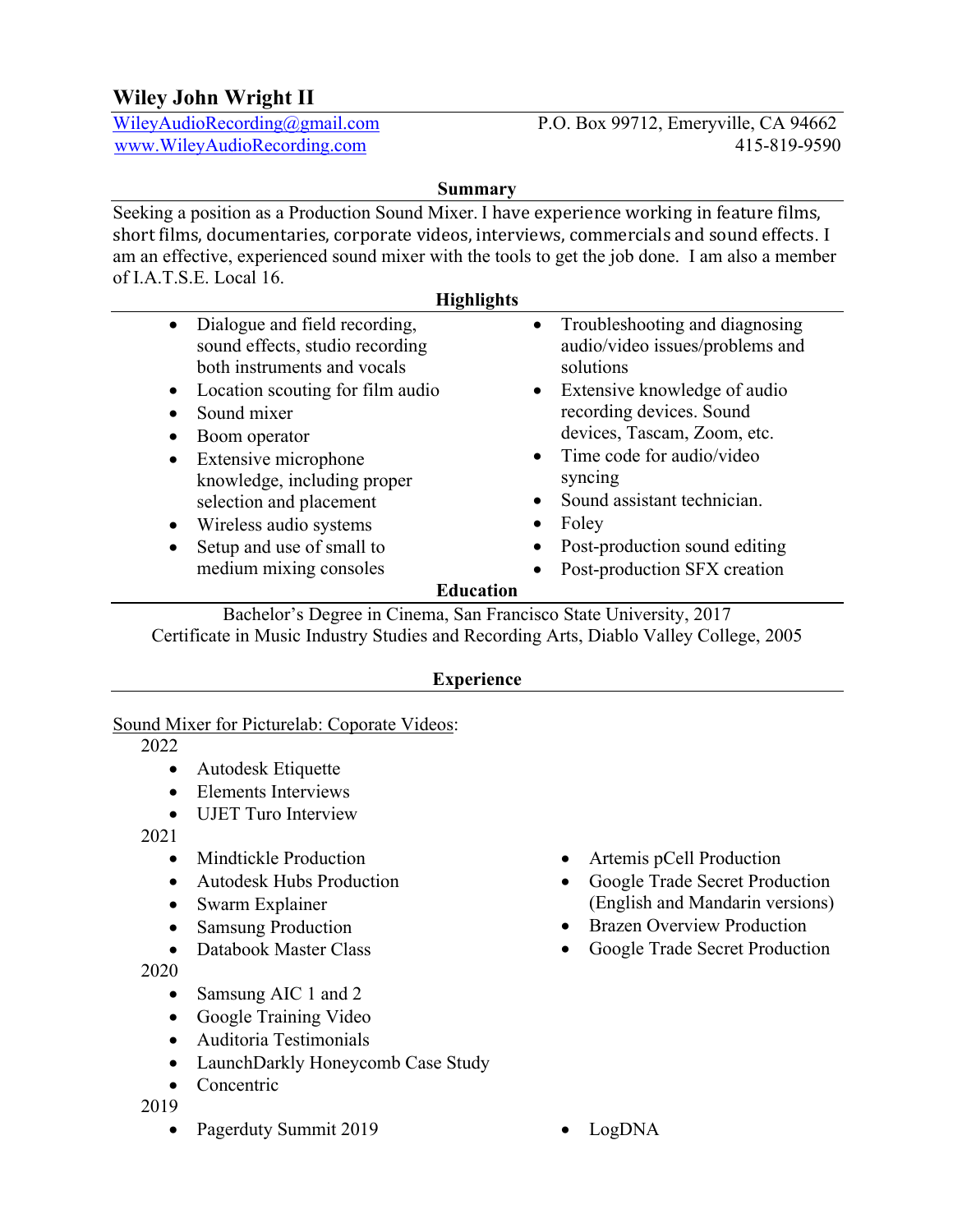# Wiley John Wright II

[WileyAudioRecording@gmail.com](mailto:WileyAudioRecording@gmail.com)
[www.WileyAudioRecording.com](http://www.WileyAudioRecording.com)

P.O. Box 99712, Emeryville, CA 94662
415-819-9590

## Summary

Seeking a position as a Production Sound Mixer. I have experience working in feature films, short films, documentaries, corporate videos, interviews, commercials and sound effects. I am an effective, experienced sound mixer with the tools to get the job done. I am also a member of I.A.T.S.E. Local 16.

## Highlights

- Dialogue and field recording, sound effects, studio recording both instruments and vocals
- Location scouting for film audio
- Sound mixer
- Boom operator
- Extensive microphone knowledge, including proper selection and placement
- Wireless audio systems
- Setup and use of small to medium mixing consoles
- Troubleshooting and diagnosing audio/video issues/problems and solutions
- Extensive knowledge of audio recording devices. Sound devices, Tascam, Zoom, etc.
- Time code for audio/video syncing
- Sound assistant technician.
- Foley
- Post-production sound editing
- Post-production SFX creation

## Education

Bachelor's Degree in Cinema, San Francisco State University, 2017
Certificate in Music Industry Studies and Recording Arts, Diablo Valley College, 2005

## Experience

Sound Mixer for Picturelab: Coporate Videos:

2022

- Autodesk Etiquette
- Elements Interviews
- UJET Turo Interview

2021

- Mindtickle Production
- Autodesk Hubs Production
- Swarm Explainer
- Samsung Production
- Databook Master Class
- Artemis pCell Production
- Google Trade Secret Production (English and Mandarin versions)
- Brazen Overview Production
- Google Trade Secret Production

2020

- Samsung AIC 1 and 2
- Google Training Video
- Auditoria Testimonials
- LaunchDarkly Honeycomb Case Study
- Concentric

2019

- Pagerduty Summit 2019
- LogDNA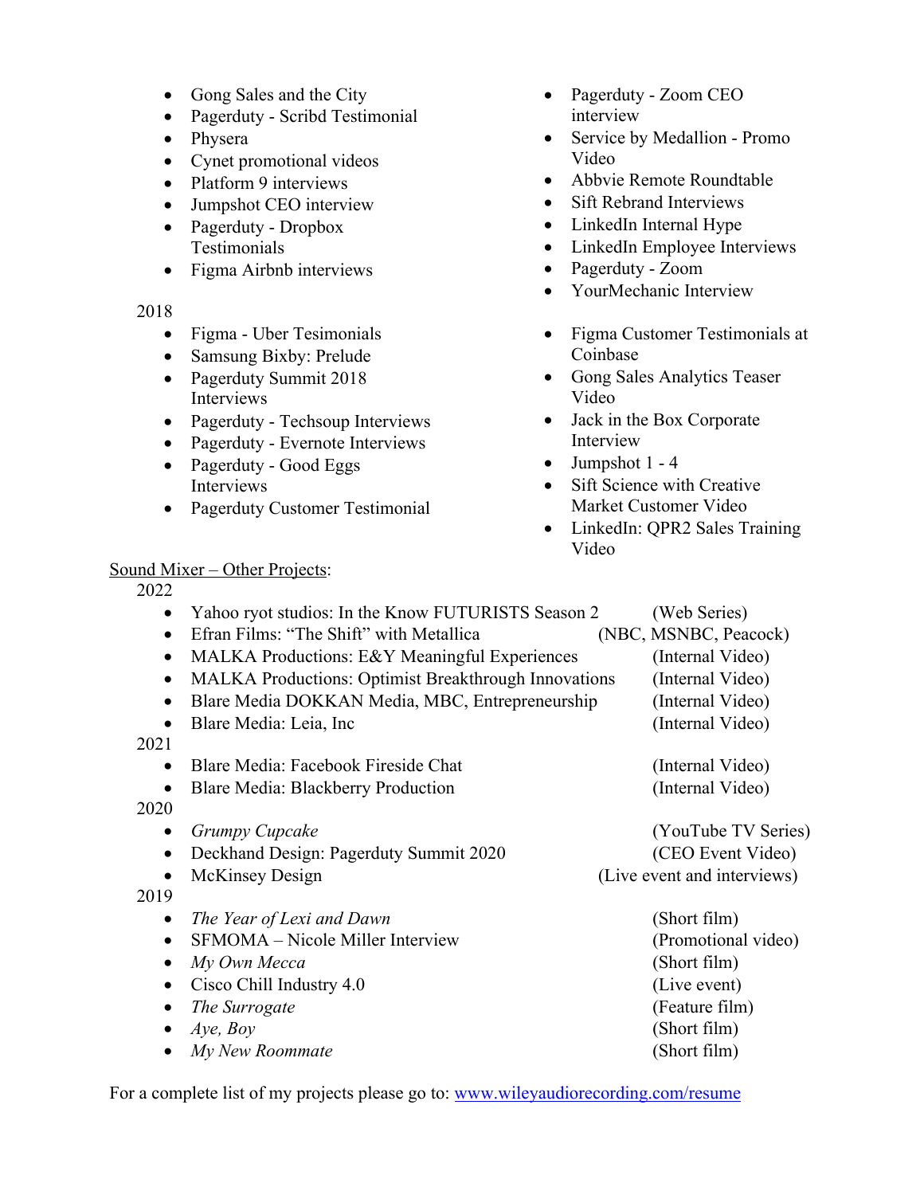- Gong Sales and the City
- Pagerduty - Scribd Testimonial
- Physera
- Cynet promotional videos
- Platform 9 interviews
- Jumpshot CEO interview
- Pagerduty - Dropbox Testimonials
- Figma Airbnb interviews
- Pagerduty - Zoom CEO interview
- Service by Medallion - Promo Video
- Abbvie Remote Roundtable
- Sift Rebrand Interviews
- LinkedIn Internal Hype
- LinkedIn Employee Interviews
- Pagerduty - Zoom
- YourMechanic Interview

2018

- Figma - Uber Tesimonials
- Samsung Bixby: Prelude
- Pagerduty Summit 2018 Interviews
- Pagerduty - Techsoup Interviews
- Pagerduty - Evernote Interviews
- Pagerduty - Good Eggs Interviews
- Pagerduty Customer Testimonial
- Figma Customer Testimonials at Coinbase
- Gong Sales Analytics Teaser Video
- Jack in the Box Corporate Interview
- Jumpshot 1 - 4
- Sift Science with Creative Market Customer Video
- LinkedIn: QPR2 Sales Training Video

<u>Sound Mixer – Other Projects</u>:

2022

- Yahoo ryot studios: In the Know FUTURISTS Season 2 (Web Series)
- Efran Films: "The Shift" with Metallica (NBC, MSNBC, Peacock)
- MALKA Productions: E&Y Meaningful Experiences (Internal Video)
- MALKA Productions: Optimist Breakthrough Innovations (Internal Video)
- Blare Media DOKKAN Media, MBC, Entrepreneurship (Internal Video)
- Blare Media: Leia, Inc (Internal Video)

2021

- Blare Media: Facebook Fireside Chat (Internal Video)
- Blare Media: Blackberry Production (Internal Video)

2020

- *Grumpy Cupcake* (YouTube TV Series)
- Deckhand Design: Pagerduty Summit 2020 (CEO Event Video)
- McKinsey Design (Live event and interviews)

2019

- *The Year of Lexi and Dawn* (Short film)
- SFMOMA – Nicole Miller Interview (Promotional video)
- *My Own Mecca* (Short film)
- Cisco Chill Industry 4.0 (Live event)
- *The Surrogate* (Feature film)
- *Aye, Boy* (Short film)
- *My New Roommate* (Short film)

For a complete list of my projects please go to: [www.wileyaudiorecording.com/resume](www.wileyaudiorecording.com/resume)